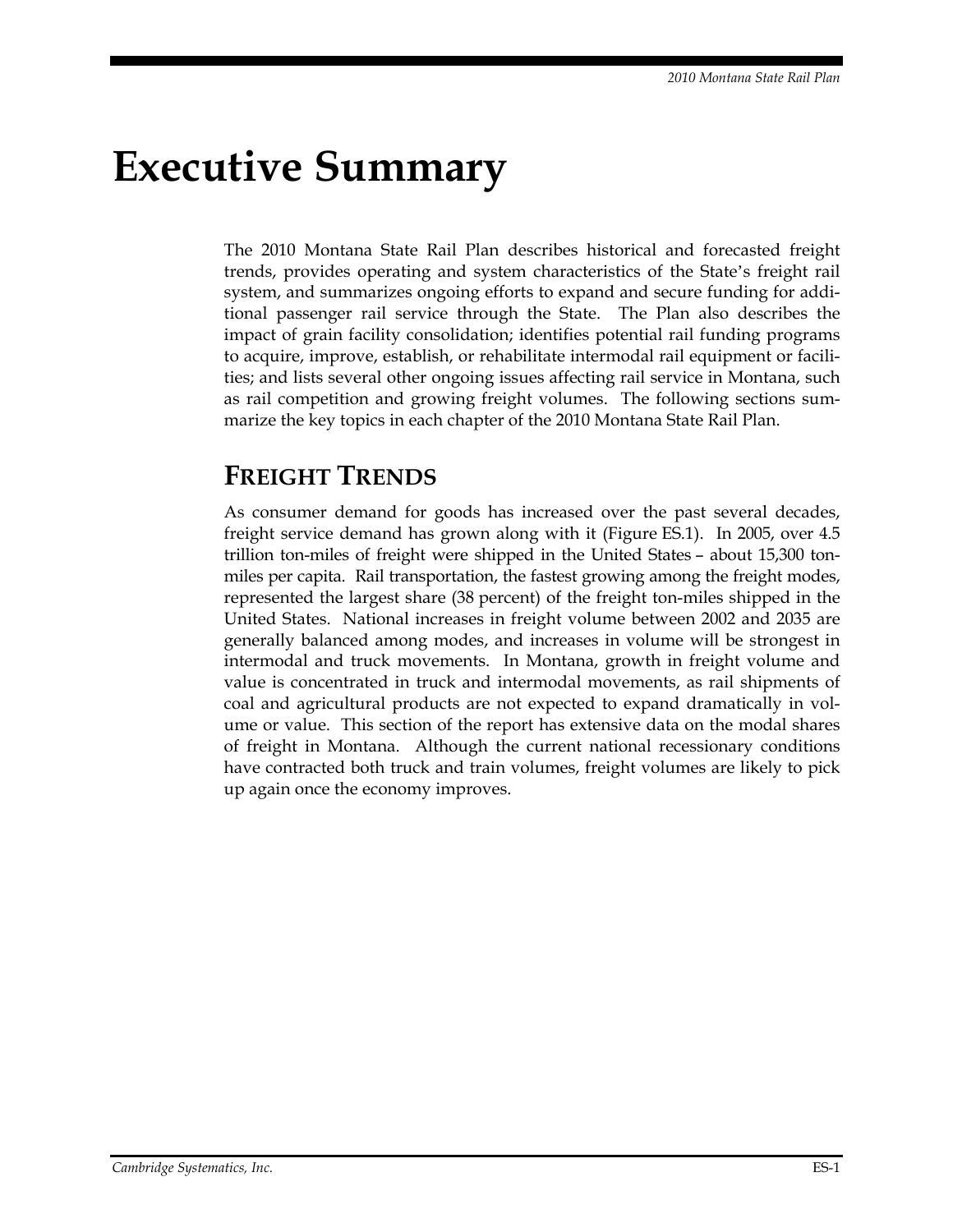# Executive Summary

The 2010 Montana State Rail Plan describes historical and forecasted freight trends, provides operating and system characteristics of the State's freight rail system, and summarizes ongoing efforts to expand and secure funding for additional passenger rail service through the State. The Plan also describes the impact of grain facility consolidation; identifies potential rail funding programs to acquire, improve, establish, or rehabilitate intermodal rail equipment or facilities; and lists several other ongoing issues affecting rail service in Montana, such as rail competition and growing freight volumes. The following sections summarize the key topics in each chapter of the 2010 Montana State Rail Plan.

## Freight Trends

As consumer demand for goods has increased over the past several decades, freight service demand has grown along with it (Figure ES.1). In 2005, over 4.5 trillion ton-miles of freight were shipped in the United States – about 15,300 ton-miles per capita. Rail transportation, the fastest growing among the freight modes, represented the largest share (38 percent) of the freight ton-miles shipped in the United States. National increases in freight volume between 2002 and 2035 are generally balanced among modes, and increases in volume will be strongest in intermodal and truck movements. In Montana, growth in freight volume and value is concentrated in truck and intermodal movements, as rail shipments of coal and agricultural products are not expected to expand dramatically in volume or value. This section of the report has extensive data on the modal shares of freight in Montana. Although the current national recessionary conditions have contracted both truck and train volumes, freight volumes are likely to pick up again once the economy improves.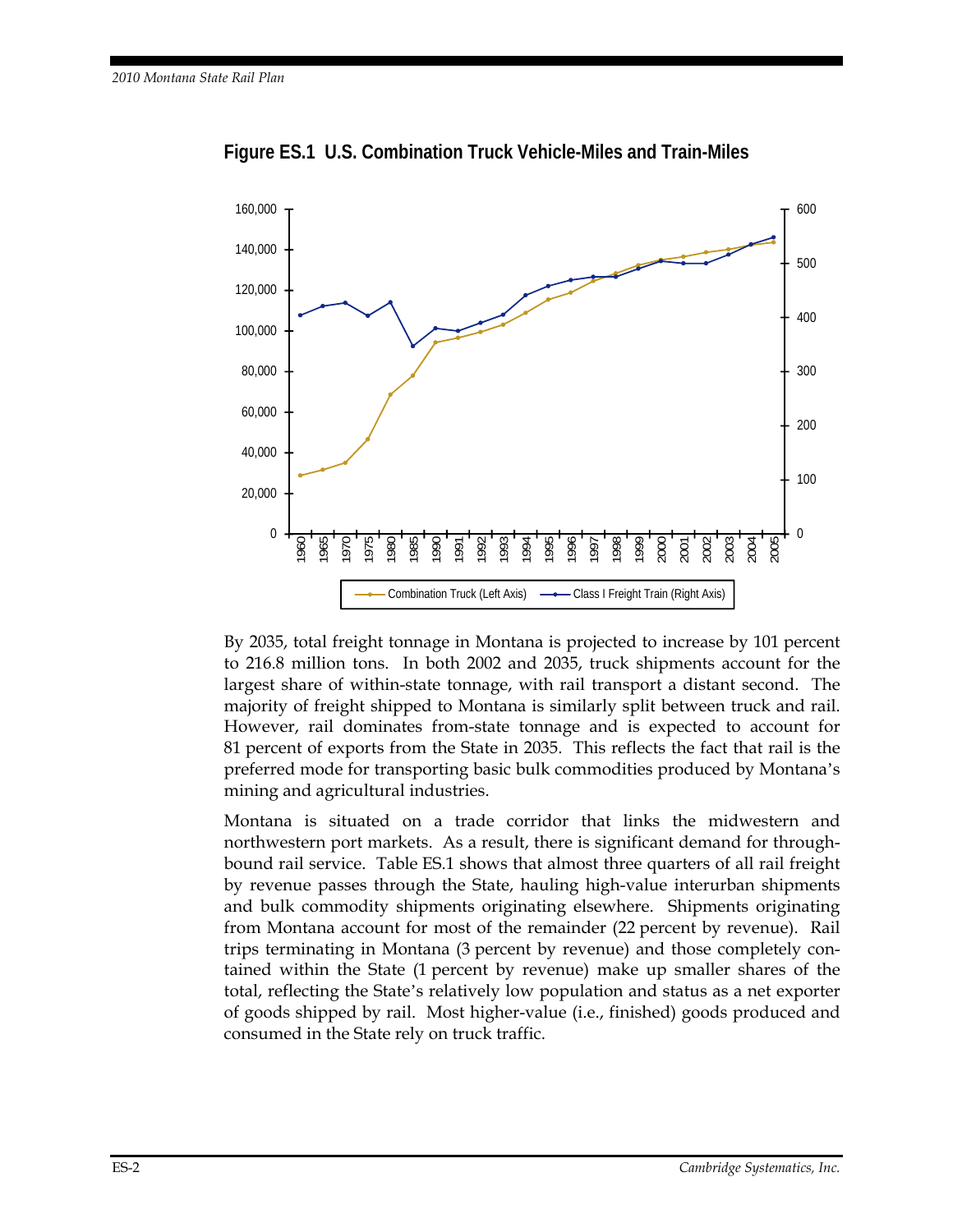**Figure ES.1 U.S. Combination Truck Vehicle-Miles and Train-Miles**

160,000
140,000
120,000
100,000
80,000
60,000
40,000
20,000
0

600
500
400
300
200
100
0

1960 1965 1970 1975 1980 1985 1990 1991 1992 1993 1994 1995 1996 1997 1998 1999 2000 2001 2002 2003 2004 2005

Combination Truck (Left Axis)
Class I Freight Train (Right Axis)

By 2035, total freight tonnage in Montana is projected to increase by 101 percent to 216.8 million tons. In both 2002 and 2035, truck shipments account for the largest share of within-state tonnage, with rail transport a distant second. The majority of freight shipped to Montana is similarly split between truck and rail. However, rail dominates from-state tonnage and is expected to account for 81 percent of exports from the State in 2035. This reflects the fact that rail is the preferred mode for transporting basic bulk commodities produced by Montana's mining and agricultural industries.

Montana is situated on a trade corridor that links the midwestern and northwestern port markets. As a result, there is significant demand for through-bound rail service. Table ES.1 shows that almost three quarters of all rail freight by revenue passes through the State, hauling high-value interurban shipments and bulk commodity shipments originating elsewhere. Shipments originating from Montana account for most of the remainder (22 percent by revenue). Rail trips terminating in Montana (3 percent by revenue) and those completely contained within the State (1 percent by revenue) make up smaller shares of the total, reflecting the State's relatively low population and status as a net exporter of goods shipped by rail. Most higher-value (i.e., finished) goods produced and consumed in the State rely on truck traffic.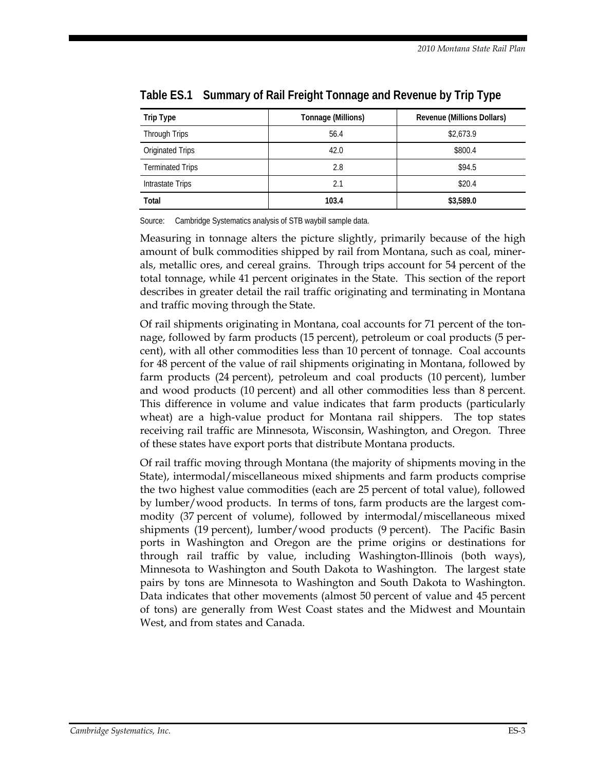**Table ES.1 Summary of Rail Freight Tonnage and Revenue by Trip Type**

| Trip Type | Tonnage (Millions) | Revenue (Millions Dollars) |
|---|---|---|
| Through Trips | 56.4 | $2,673.9 |
| Originated Trips | 42.0 | $800.4 |
| Terminated Trips | 2.8 | $94.5 |
| Intrastate Trips | 2.1 | $20.4 |
| **Total** | **103.4** | **$3,589.0** |

Source: Cambridge Systematics analysis of STB waybill sample data.

Measuring in tonnage alters the picture slightly, primarily because of the high amount of bulk commodities shipped by rail from Montana, such as coal, minerals, metallic ores, and cereal grains. Through trips account for 54 percent of the total tonnage, while 41 percent originates in the State. This section of the report describes in greater detail the rail traffic originating and terminating in Montana and traffic moving through the State.

Of rail shipments originating in Montana, coal accounts for 71 percent of the tonnage, followed by farm products (15 percent), petroleum or coal products (5 percent), with all other commodities less than 10 percent of tonnage. Coal accounts for 48 percent of the value of rail shipments originating in Montana, followed by farm products (24 percent), petroleum and coal products (10 percent), lumber and wood products (10 percent) and all other commodities less than 8 percent. This difference in volume and value indicates that farm products (particularly wheat) are a high-value product for Montana rail shippers. The top states receiving rail traffic are Minnesota, Wisconsin, Washington, and Oregon. Three of these states have export ports that distribute Montana products.

Of rail traffic moving through Montana (the majority of shipments moving in the State), intermodal/miscellaneous mixed shipments and farm products comprise the two highest value commodities (each are 25 percent of total value), followed by lumber/wood products. In terms of tons, farm products are the largest commodity (37 percent of volume), followed by intermodal/miscellaneous mixed shipments (19 percent), lumber/wood products (9 percent). The Pacific Basin ports in Washington and Oregon are the prime origins or destinations for through rail traffic by value, including Washington-Illinois (both ways), Minnesota to Washington and South Dakota to Washington. The largest state pairs by tons are Minnesota to Washington and South Dakota to Washington. Data indicates that other movements (almost 50 percent of value and 45 percent of tons) are generally from West Coast states and the Midwest and Mountain West, and from states and Canada.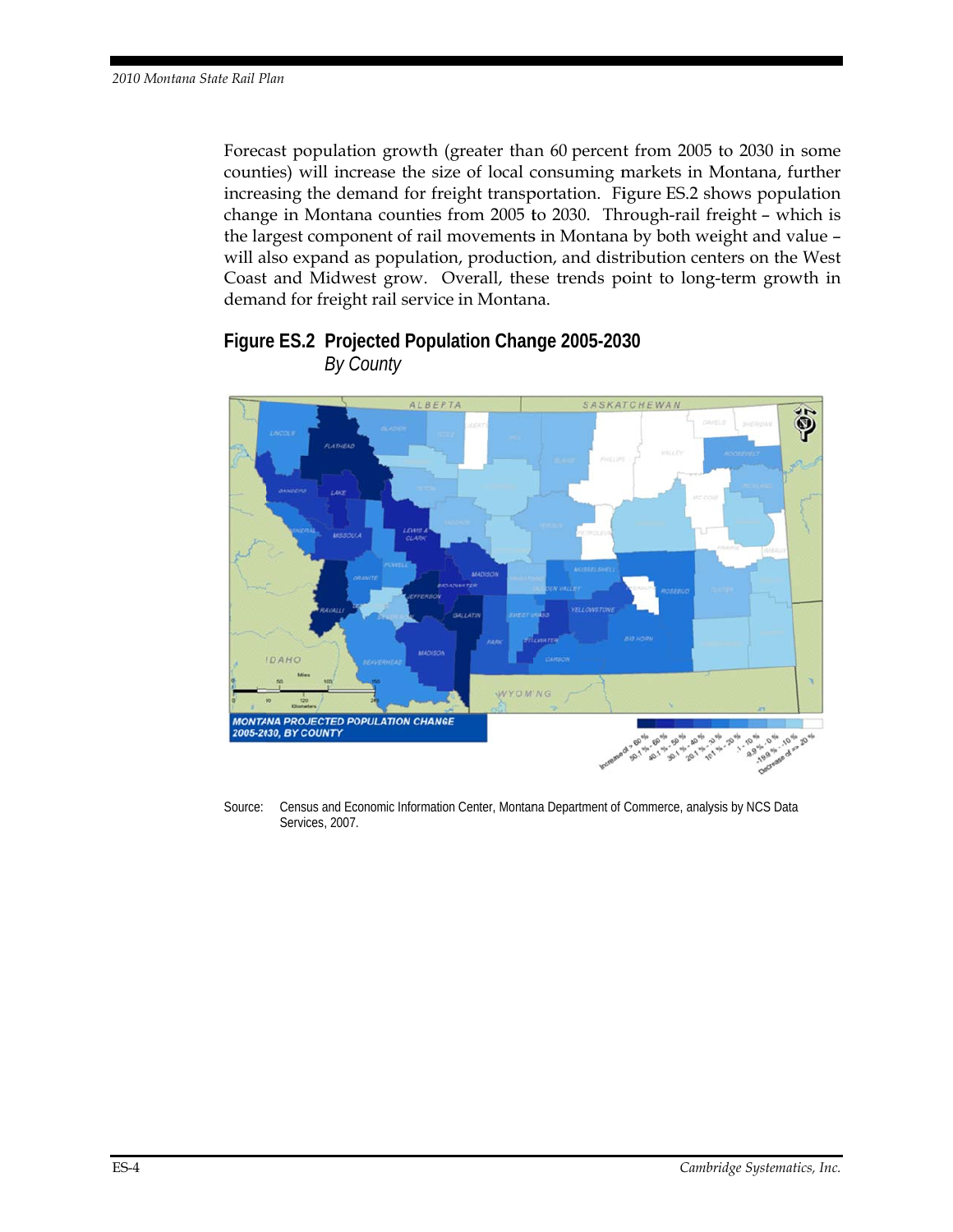Forecast population growth (greater than 60 percent from 2005 to 2030 in some counties) will increase the size of local consuming markets in Montana, further increasing the demand for freight transportation. Figure ES.2 shows population change in Montana counties from 2005 to 2030. Through-rail freight – which is the largest component of rail movements in Montana by both weight and value – will also expand as population, production, and distribution centers on the West Coast and Midwest grow. Overall, these trends point to long-term growth in demand for freight rail service in Montana.

**Figure ES.2 Projected Population Change 2005-2030**
*By County*

MONTANA PROJECTED POPULATION CHANGE 2005-2030, BY COUNTY

Increase of > 60 %
50.1 % - 60 %
40.1 % - 50 %
30.1 % - 40 %
20.1 % - 30 %
10.1 % - 20 %
-1 - 10 %
-9.9 % - 0 %
-19.9 % - -10 %
Decrease of => 20 %

Source: Census and Economic Information Center, Montana Department of Commerce, analysis by NCS Data Services, 2007.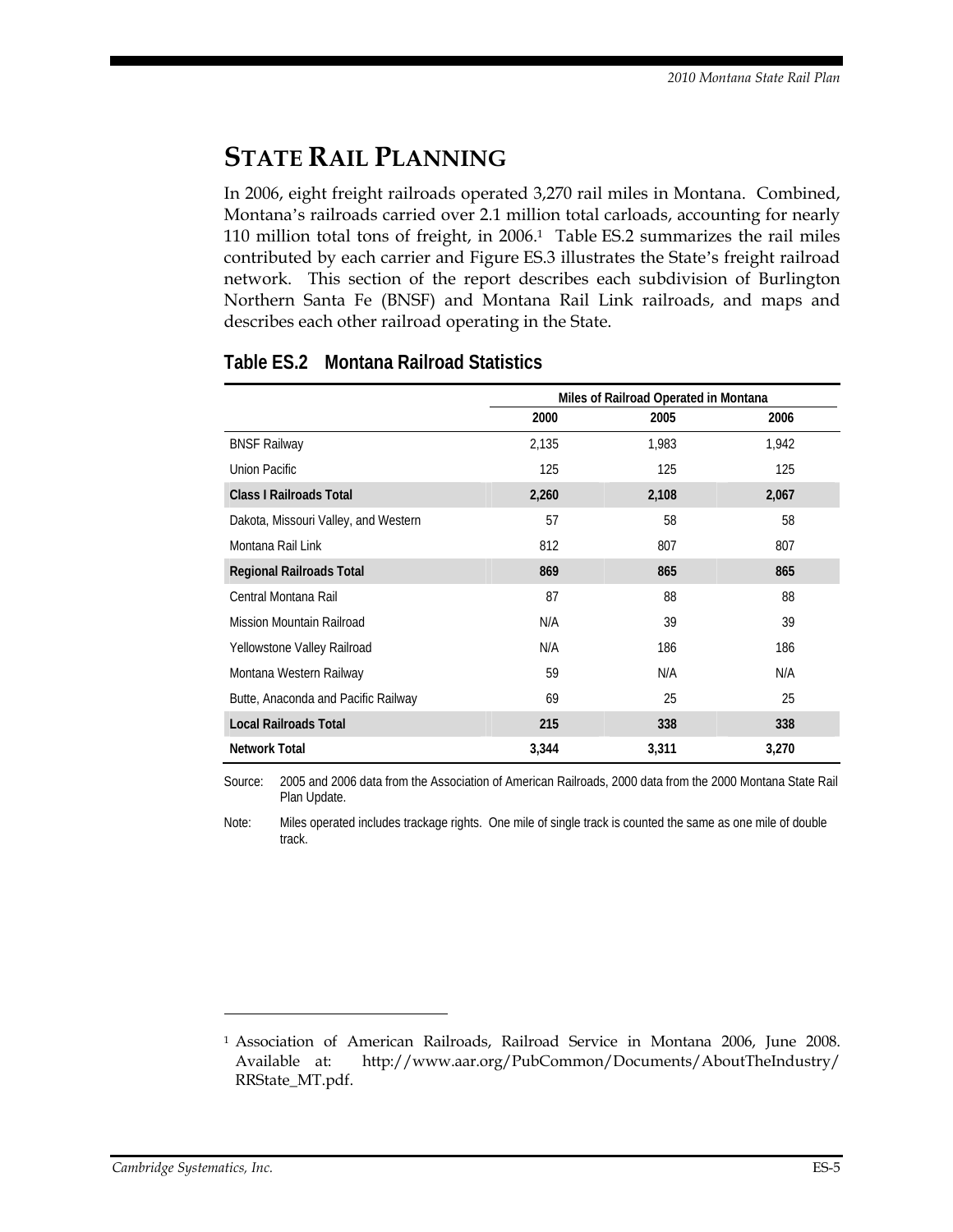# STATE RAIL PLANNING

In 2006, eight freight railroads operated 3,270 rail miles in Montana. Combined, Montana's railroads carried over 2.1 million total carloads, accounting for nearly 110 million total tons of freight, in 2006.[1] Table ES.2 summarizes the rail miles contributed by each carrier and Figure ES.3 illustrates the State's freight railroad network. This section of the report describes each subdivision of Burlington Northern Santa Fe (BNSF) and Montana Rail Link railroads, and maps and describes each other railroad operating in the State.

## Table ES.2 Montana Railroad Statistics

| | Miles of Railroad Operated in Montana | | |
|---|---|---|---|
| | 2000 | 2005 | 2006 |
| BNSF Railway | 2,135 | 1,983 | 1,942 |
| Union Pacific | 125 | 125 | 125 |
| **Class I Railroads Total** | **2,260** | **2,108** | **2,067** |
| Dakota, Missouri Valley, and Western | 57 | 58 | 58 |
| Montana Rail Link | 812 | 807 | 807 |
| **Regional Railroads Total** | **869** | **865** | **865** |
| Central Montana Rail | 87 | 88 | 88 |
| Mission Mountain Railroad | N/A | 39 | 39 |
| Yellowstone Valley Railroad | N/A | 186 | 186 |
| Montana Western Railway | 59 | N/A | N/A |
| Butte, Anaconda and Pacific Railway | 69 | 25 | 25 |
| **Local Railroads Total** | **215** | **338** | **338** |
| **Network Total** | **3,344** | **3,311** | **3,270** |

Source: 2005 and 2006 data from the Association of American Railroads, 2000 data from the 2000 Montana State Rail Plan Update.

Note: Miles operated includes trackage rights. One mile of single track is counted the same as one mile of double track.

---

[1] Association of American Railroads, Railroad Service in Montana 2006, June 2008. Available at: http://www.aar.org/PubCommon/Documents/AboutTheIndustry/RRState_MT.pdf.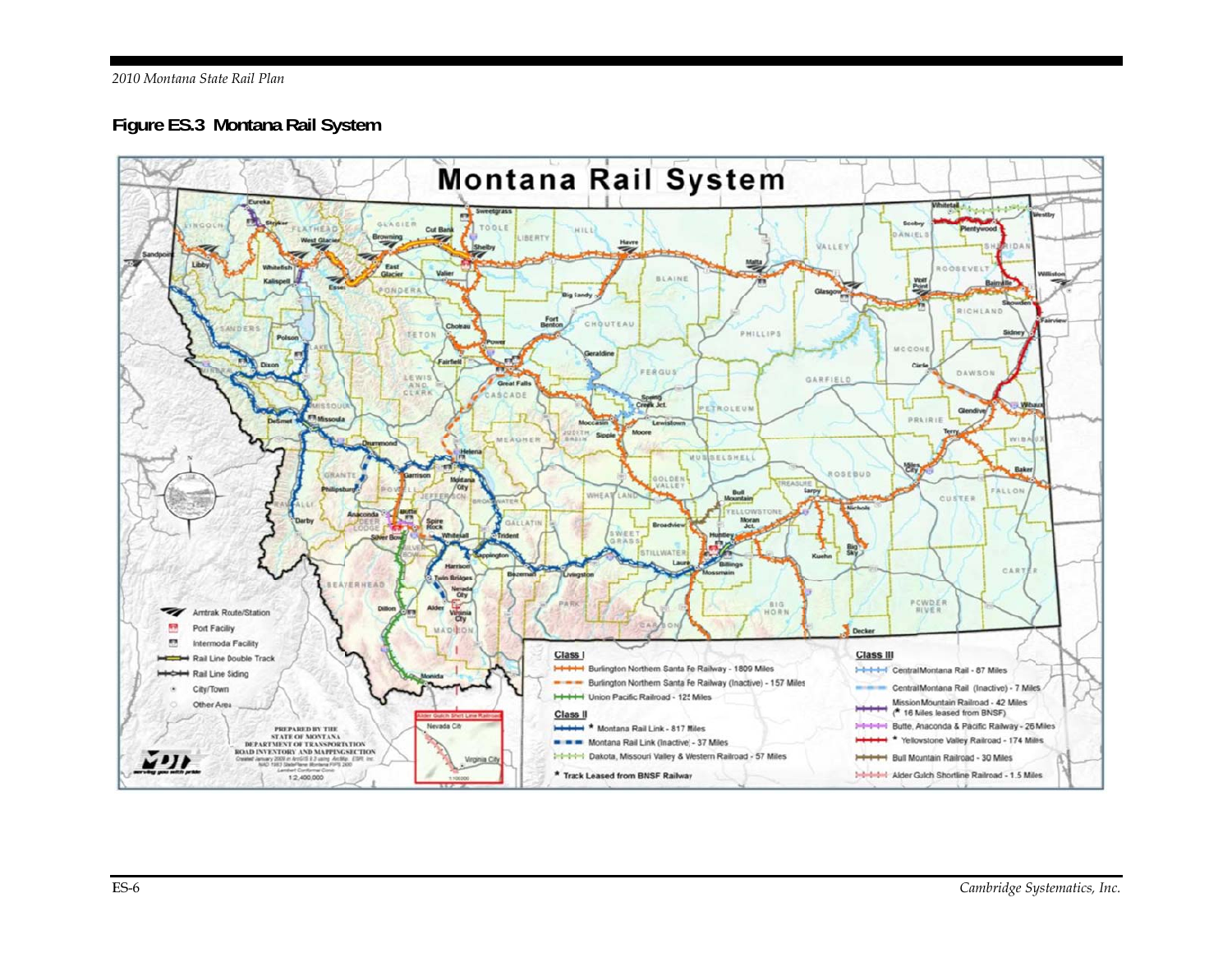**Figure ES.3 Montana Rail System**

Montana Rail System

Amtrak Route/Station
Port Facility
Intermoda Facility
Rail Line Double Track
Rail Line Siding
City/Town
Other Area

Class I
Burlington Northern Santa Fe Railway - 1809 Miles
Burlington Northern Santa Fe Railway (Inactive) - 157 Miles
Union Pacific Railroad - 125 Miles

Class II
* Montana Rail Link - 817 Miles
Montana Rail Link (Inactive) - 37 Miles
Dakota, Missouri Valley & Western Railroad - 57 Miles

* Track Leased from BNSF Railway

Class III
CentralMontana Rail - 87 Miles
CentralMontana Rail (Inactive) - 7 Miles
MissionMountain Railroad - 42 Miles (* 16 Miles leased from BNSF)
Butte, Anaconda & Pacific Railway - 26 Miles
* Yellowstone Valley Railroad - 174 Miles
Bull Mountain Railroad - 30 Miles
Alder Gulch Shortline Railroad - 1.5 Miles

Alder Gulch Short Line Railroad

PREPARED BY THE STATE OF MONTANA DEPARTMENT OF TRANSPORTATION ROAD INVENTORY AND MAPPING SECTION

1:2,400,000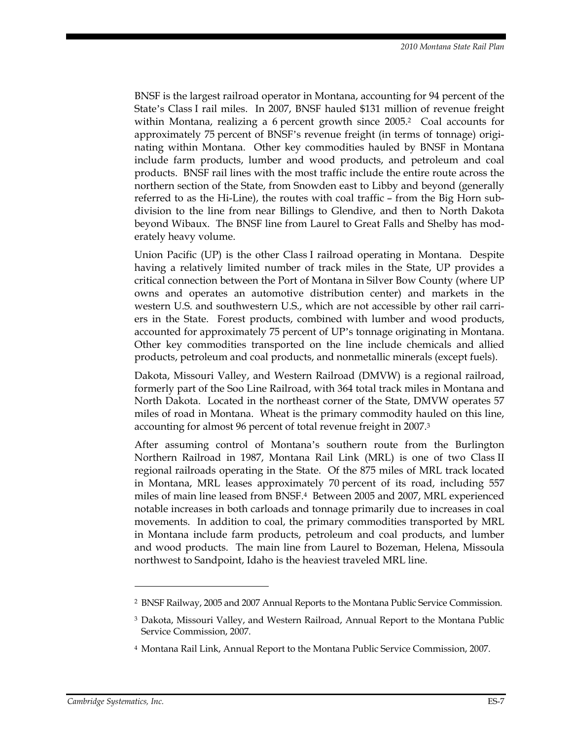BNSF is the largest railroad operator in Montana, accounting for 94 percent of the State's Class I rail miles. In 2007, BNSF hauled $131 million of revenue freight within Montana, realizing a 6 percent growth since 2005.[2] Coal accounts for approximately 75 percent of BNSF's revenue freight (in terms of tonnage) originating within Montana. Other key commodities hauled by BNSF in Montana include farm products, lumber and wood products, and petroleum and coal products. BNSF rail lines with the most traffic include the entire route across the northern section of the State, from Snowden east to Libby and beyond (generally referred to as the Hi-Line), the routes with coal traffic – from the Big Horn subdivision to the line from near Billings to Glendive, and then to North Dakota beyond Wibaux. The BNSF line from Laurel to Great Falls and Shelby has moderately heavy volume.

Union Pacific (UP) is the other Class I railroad operating in Montana. Despite having a relatively limited number of track miles in the State, UP provides a critical connection between the Port of Montana in Silver Bow County (where UP owns and operates an automotive distribution center) and markets in the western U.S. and southwestern U.S., which are not accessible by other rail carriers in the State. Forest products, combined with lumber and wood products, accounted for approximately 75 percent of UP's tonnage originating in Montana. Other key commodities transported on the line include chemicals and allied products, petroleum and coal products, and nonmetallic minerals (except fuels).

Dakota, Missouri Valley, and Western Railroad (DMVW) is a regional railroad, formerly part of the Soo Line Railroad, with 364 total track miles in Montana and North Dakota. Located in the northeast corner of the State, DMVW operates 57 miles of road in Montana. Wheat is the primary commodity hauled on this line, accounting for almost 96 percent of total revenue freight in 2007.[3]

After assuming control of Montana's southern route from the Burlington Northern Railroad in 1987, Montana Rail Link (MRL) is one of two Class II regional railroads operating in the State. Of the 875 miles of MRL track located in Montana, MRL leases approximately 70 percent of its road, including 557 miles of main line leased from BNSF.[4] Between 2005 and 2007, MRL experienced notable increases in both carloads and tonnage primarily due to increases in coal movements. In addition to coal, the primary commodities transported by MRL in Montana include farm products, petroleum and coal products, and lumber and wood products. The main line from Laurel to Bozeman, Helena, Missoula northwest to Sandpoint, Idaho is the heaviest traveled MRL line.

---

[2] BNSF Railway, 2005 and 2007 Annual Reports to the Montana Public Service Commission.

[3] Dakota, Missouri Valley, and Western Railroad, Annual Report to the Montana Public Service Commission, 2007.

[4] Montana Rail Link, Annual Report to the Montana Public Service Commission, 2007.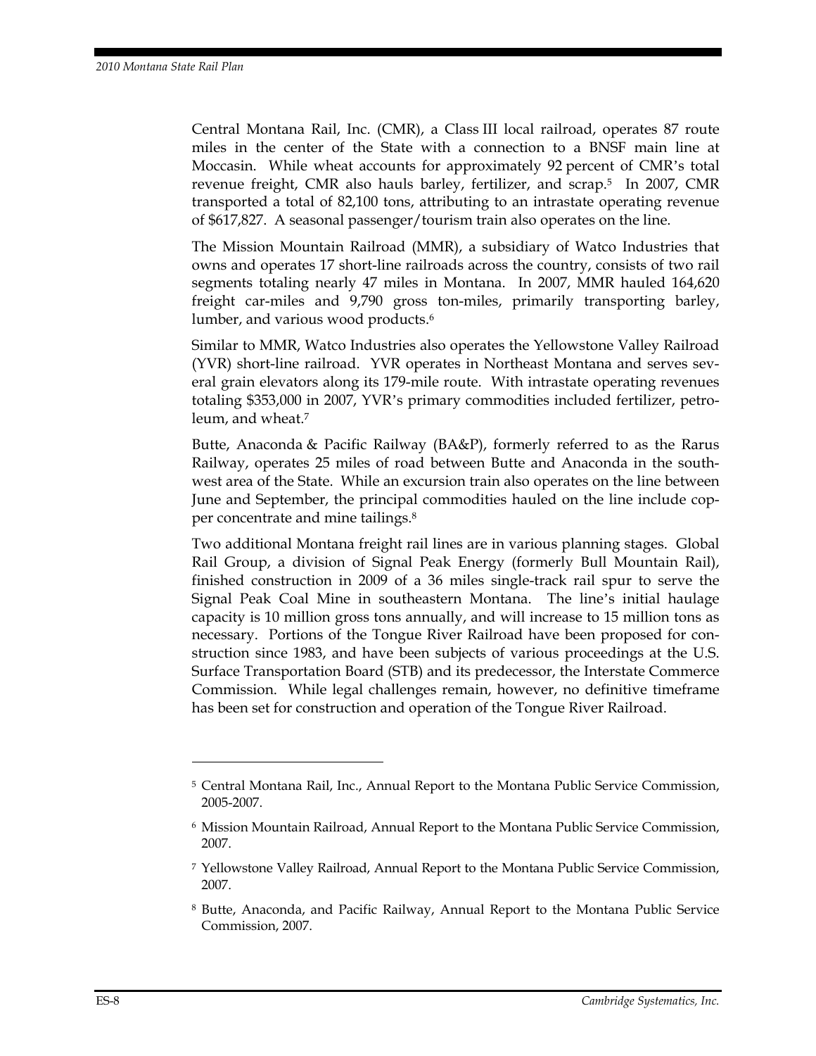Central Montana Rail, Inc. (CMR), a Class III local railroad, operates 87 route miles in the center of the State with a connection to a BNSF main line at Moccasin. While wheat accounts for approximately 92 percent of CMR's total revenue freight, CMR also hauls barley, fertilizer, and scrap.[5] In 2007, CMR transported a total of 82,100 tons, attributing to an intrastate operating revenue of $617,827. A seasonal passenger/tourism train also operates on the line.

The Mission Mountain Railroad (MMR), a subsidiary of Watco Industries that owns and operates 17 short-line railroads across the country, consists of two rail segments totaling nearly 47 miles in Montana. In 2007, MMR hauled 164,620 freight car-miles and 9,790 gross ton-miles, primarily transporting barley, lumber, and various wood products.[6]

Similar to MMR, Watco Industries also operates the Yellowstone Valley Railroad (YVR) short-line railroad. YVR operates in Northeast Montana and serves several grain elevators along its 179-mile route. With intrastate operating revenues totaling $353,000 in 2007, YVR's primary commodities included fertilizer, petroleum, and wheat.[7]

Butte, Anaconda & Pacific Railway (BA&P), formerly referred to as the Rarus Railway, operates 25 miles of road between Butte and Anaconda in the southwest area of the State. While an excursion train also operates on the line between June and September, the principal commodities hauled on the line include copper concentrate and mine tailings.[8]

Two additional Montana freight rail lines are in various planning stages. Global Rail Group, a division of Signal Peak Energy (formerly Bull Mountain Rail), finished construction in 2009 of a 36 miles single-track rail spur to serve the Signal Peak Coal Mine in southeastern Montana. The line's initial haulage capacity is 10 million gross tons annually, and will increase to 15 million tons as necessary. Portions of the Tongue River Railroad have been proposed for construction since 1983, and have been subjects of various proceedings at the U.S. Surface Transportation Board (STB) and its predecessor, the Interstate Commerce Commission. While legal challenges remain, however, no definitive timeframe has been set for construction and operation of the Tongue River Railroad.

---

[5] Central Montana Rail, Inc., Annual Report to the Montana Public Service Commission, 2005-2007.

[6] Mission Mountain Railroad, Annual Report to the Montana Public Service Commission, 2007.

[7] Yellowstone Valley Railroad, Annual Report to the Montana Public Service Commission, 2007.

[8] Butte, Anaconda, and Pacific Railway, Annual Report to the Montana Public Service Commission, 2007.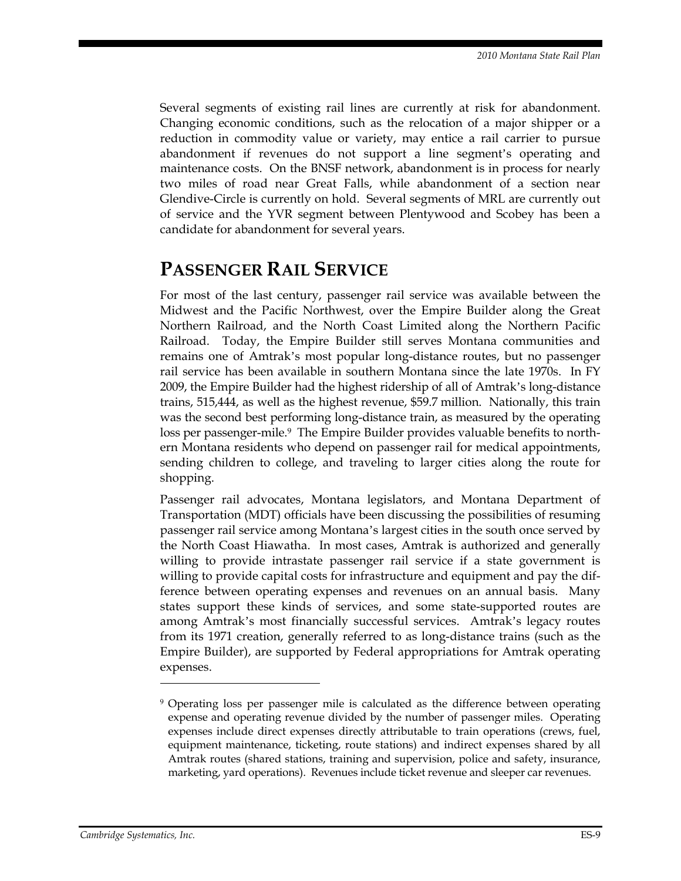Several segments of existing rail lines are currently at risk for abandonment. Changing economic conditions, such as the relocation of a major shipper or a reduction in commodity value or variety, may entice a rail carrier to pursue abandonment if revenues do not support a line segment's operating and maintenance costs. On the BNSF network, abandonment is in process for nearly two miles of road near Great Falls, while abandonment of a section near Glendive-Circle is currently on hold. Several segments of MRL are currently out of service and the YVR segment between Plentywood and Scobey has been a candidate for abandonment for several years.

## PASSENGER RAIL SERVICE

For most of the last century, passenger rail service was available between the Midwest and the Pacific Northwest, over the Empire Builder along the Great Northern Railroad, and the North Coast Limited along the Northern Pacific Railroad. Today, the Empire Builder still serves Montana communities and remains one of Amtrak's most popular long-distance routes, but no passenger rail service has been available in southern Montana since the late 1970s. In FY 2009, the Empire Builder had the highest ridership of all of Amtrak's long-distance trains, 515,444, as well as the highest revenue, $59.7 million. Nationally, this train was the second best performing long-distance train, as measured by the operating loss per passenger-mile.[9] The Empire Builder provides valuable benefits to northern Montana residents who depend on passenger rail for medical appointments, sending children to college, and traveling to larger cities along the route for shopping.

Passenger rail advocates, Montana legislators, and Montana Department of Transportation (MDT) officials have been discussing the possibilities of resuming passenger rail service among Montana's largest cities in the south once served by the North Coast Hiawatha. In most cases, Amtrak is authorized and generally willing to provide intrastate passenger rail service if a state government is willing to provide capital costs for infrastructure and equipment and pay the difference between operating expenses and revenues on an annual basis. Many states support these kinds of services, and some state-supported routes are among Amtrak's most financially successful services. Amtrak's legacy routes from its 1971 creation, generally referred to as long-distance trains (such as the Empire Builder), are supported by Federal appropriations for Amtrak operating expenses.

---

[9] Operating loss per passenger mile is calculated as the difference between operating expense and operating revenue divided by the number of passenger miles. Operating expenses include direct expenses directly attributable to train operations (crews, fuel, equipment maintenance, ticketing, route stations) and indirect expenses shared by all Amtrak routes (shared stations, training and supervision, police and safety, insurance, marketing, yard operations). Revenues include ticket revenue and sleeper car revenues.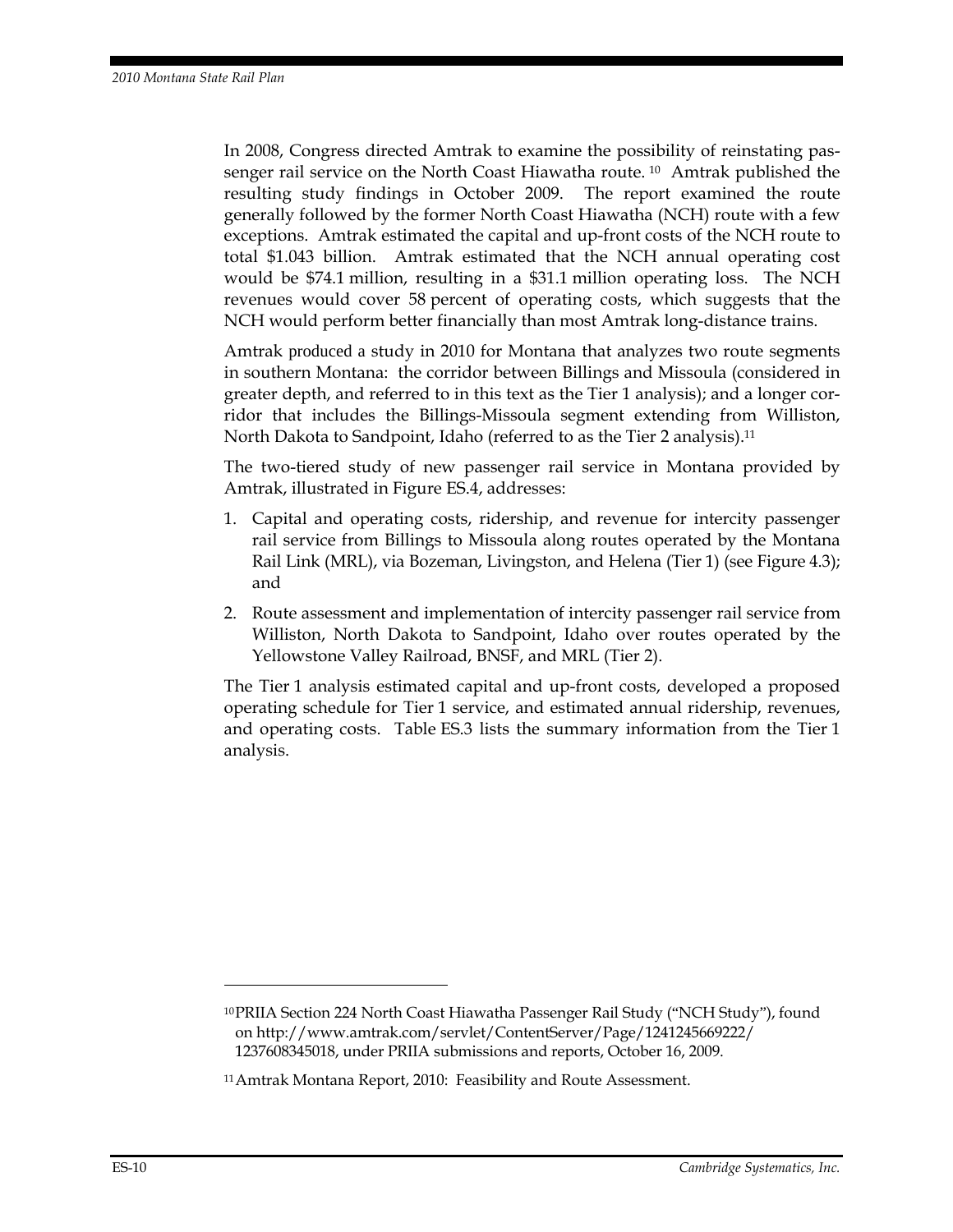In 2008, Congress directed Amtrak to examine the possibility of reinstating passenger rail service on the North Coast Hiawatha route.[10] Amtrak published the resulting study findings in October 2009. The report examined the route generally followed by the former North Coast Hiawatha (NCH) route with a few exceptions. Amtrak estimated the capital and up-front costs of the NCH route to total $1.043 billion. Amtrak estimated that the NCH annual operating cost would be $74.1 million, resulting in a $31.1 million operating loss. The NCH revenues would cover 58 percent of operating costs, which suggests that the NCH would perform better financially than most Amtrak long-distance trains.

Amtrak produced a study in 2010 for Montana that analyzes two route segments in southern Montana: the corridor between Billings and Missoula (considered in greater depth, and referred to in this text as the Tier 1 analysis); and a longer corridor that includes the Billings-Missoula segment extending from Williston, North Dakota to Sandpoint, Idaho (referred to as the Tier 2 analysis).[11]

The two-tiered study of new passenger rail service in Montana provided by Amtrak, illustrated in Figure ES.4, addresses:

1. Capital and operating costs, ridership, and revenue for intercity passenger rail service from Billings to Missoula along routes operated by the Montana Rail Link (MRL), via Bozeman, Livingston, and Helena (Tier 1) (see Figure 4.3); and
2. Route assessment and implementation of intercity passenger rail service from Williston, North Dakota to Sandpoint, Idaho over routes operated by the Yellowstone Valley Railroad, BNSF, and MRL (Tier 2).

The Tier 1 analysis estimated capital and up-front costs, developed a proposed operating schedule for Tier 1 service, and estimated annual ridership, revenues, and operating costs. Table ES.3 lists the summary information from the Tier 1 analysis.

---

[10] PRIIA Section 224 North Coast Hiawatha Passenger Rail Study ("NCH Study"), found on http://www.amtrak.com/servlet/ContentServer/Page/1241245669222/1237608345018, under PRIIA submissions and reports, October 16, 2009.

[11] Amtrak Montana Report, 2010: Feasibility and Route Assessment.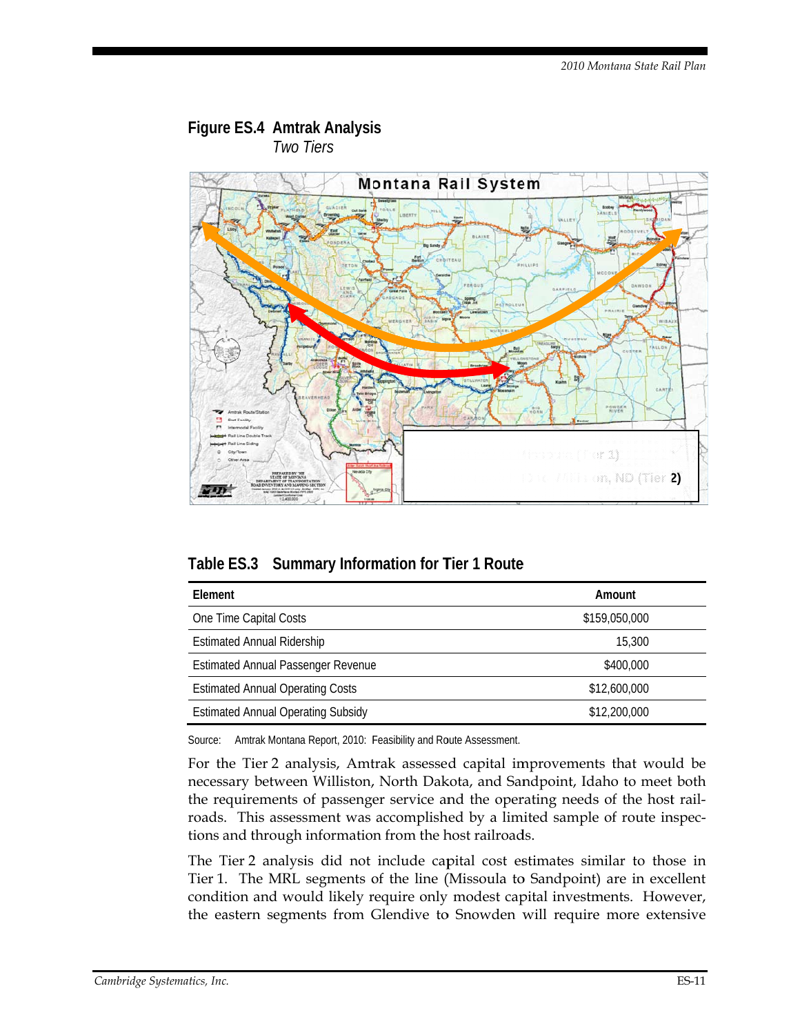**Figure ES.4 Amtrak Analysis**
*Two Tiers*

Montana Rail System

Billings – Missoula (Tier 1)

Sandpoint, ID – Williston, ND (Tier 2)

**Table ES.3 Summary Information for Tier 1 Route**

| Element | Amount |
|---|---|
| One Time Capital Costs | $159,050,000 |
| Estimated Annual Ridership | 15,300 |
| Estimated Annual Passenger Revenue | $400,000 |
| Estimated Annual Operating Costs | $12,600,000 |
| Estimated Annual Operating Subsidy | $12,200,000 |

Source: Amtrak Montana Report, 2010: Feasibility and Route Assessment.

For the Tier 2 analysis, Amtrak assessed capital improvements that would be necessary between Williston, North Dakota, and Sandpoint, Idaho to meet both the requirements of passenger service and the operating needs of the host railroads. This assessment was accomplished by a limited sample of route inspections and through information from the host railroads.

The Tier 2 analysis did not include capital cost estimates similar to those in Tier 1. The MRL segments of the line (Missoula to Sandpoint) are in excellent condition and would likely require only modest capital investments. However, the eastern segments from Glendive to Snowden will require more extensive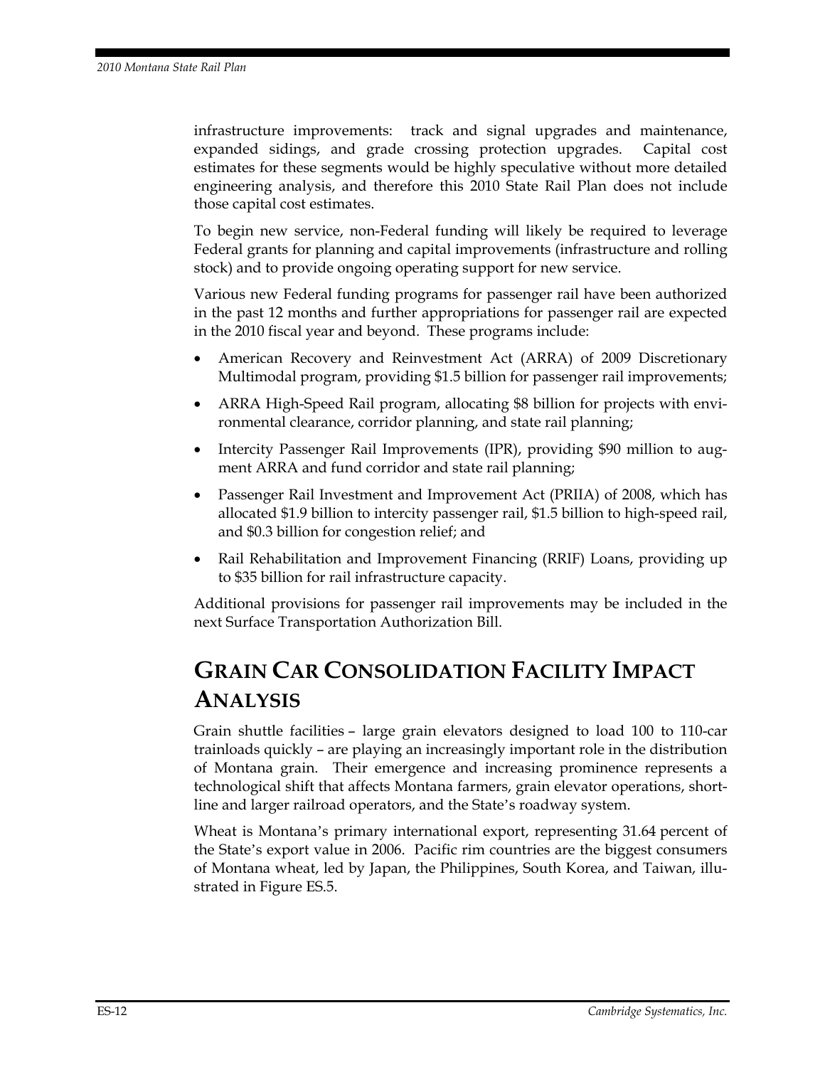infrastructure improvements: track and signal upgrades and maintenance, expanded sidings, and grade crossing protection upgrades. Capital cost estimates for these segments would be highly speculative without more detailed engineering analysis, and therefore this 2010 State Rail Plan does not include those capital cost estimates.

To begin new service, non-Federal funding will likely be required to leverage Federal grants for planning and capital improvements (infrastructure and rolling stock) and to provide ongoing operating support for new service.

Various new Federal funding programs for passenger rail have been authorized in the past 12 months and further appropriations for passenger rail are expected in the 2010 fiscal year and beyond. These programs include:

- American Recovery and Reinvestment Act (ARRA) of 2009 Discretionary Multimodal program, providing $1.5 billion for passenger rail improvements;
- ARRA High-Speed Rail program, allocating $8 billion for projects with environmental clearance, corridor planning, and state rail planning;
- Intercity Passenger Rail Improvements (IPR), providing $90 million to augment ARRA and fund corridor and state rail planning;
- Passenger Rail Investment and Improvement Act (PRIIA) of 2008, which has allocated $1.9 billion to intercity passenger rail, $1.5 billion to high-speed rail, and $0.3 billion for congestion relief; and
- Rail Rehabilitation and Improvement Financing (RRIF) Loans, providing up to $35 billion for rail infrastructure capacity.

Additional provisions for passenger rail improvements may be included in the next Surface Transportation Authorization Bill.

## Grain Car Consolidation Facility Impact Analysis

Grain shuttle facilities – large grain elevators designed to load 100 to 110-car trainloads quickly – are playing an increasingly important role in the distribution of Montana grain. Their emergence and increasing prominence represents a technological shift that affects Montana farmers, grain elevator operations, shortline and larger railroad operators, and the State's roadway system.

Wheat is Montana's primary international export, representing 31.64 percent of the State's export value in 2006. Pacific rim countries are the biggest consumers of Montana wheat, led by Japan, the Philippines, South Korea, and Taiwan, illustrated in Figure ES.5.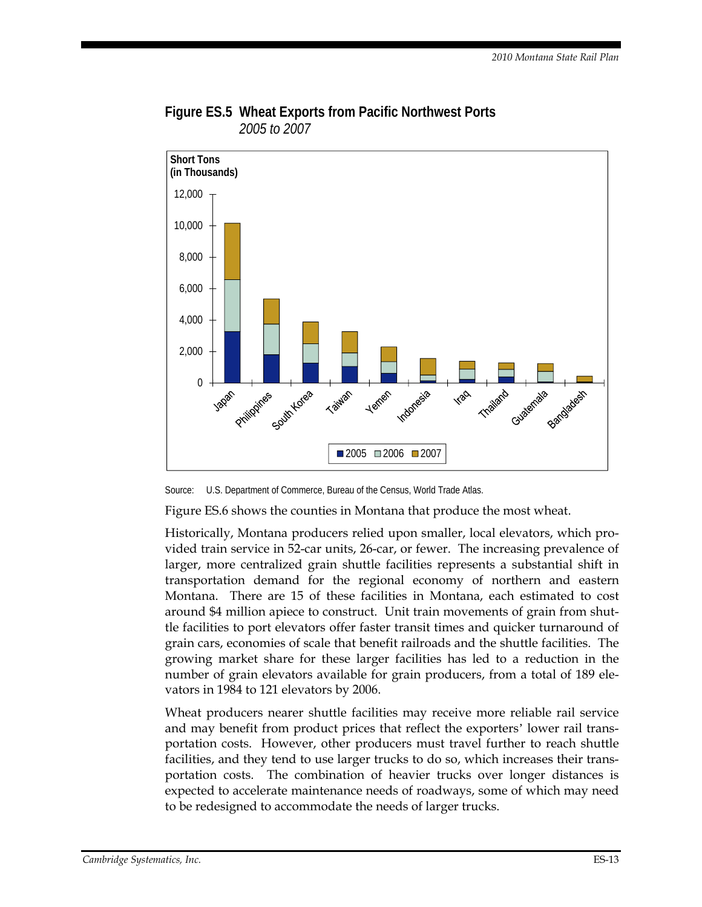**Figure ES.5 Wheat Exports from Pacific Northwest Ports**
*2005 to 2007*

Short Tons
(in Thousands)

12,000
10,000
8,000
6,000
4,000
2,000
0

Japan
Philippines
South Korea
Taiwan
Yemen
Indonesia
Iraq
Thailand
Guatemala
Bangladesh

2005 2006 2007

Source: U.S. Department of Commerce, Bureau of the Census, World Trade Atlas.

Figure ES.6 shows the counties in Montana that produce the most wheat.

Historically, Montana producers relied upon smaller, local elevators, which provided train service in 52-car units, 26-car, or fewer. The increasing prevalence of larger, more centralized grain shuttle facilities represents a substantial shift in transportation demand for the regional economy of northern and eastern Montana. There are 15 of these facilities in Montana, each estimated to cost around $4 million apiece to construct. Unit train movements of grain from shuttle facilities to port elevators offer faster transit times and quicker turnaround of grain cars, economies of scale that benefit railroads and the shuttle facilities. The growing market share for these larger facilities has led to a reduction in the number of grain elevators available for grain producers, from a total of 189 elevators in 1984 to 121 elevators by 2006.

Wheat producers nearer shuttle facilities may receive more reliable rail service and may benefit from product prices that reflect the exporters' lower rail transportation costs. However, other producers must travel further to reach shuttle facilities, and they tend to use larger trucks to do so, which increases their transportation costs. The combination of heavier trucks over longer distances is expected to accelerate maintenance needs of roadways, some of which may need to be redesigned to accommodate the needs of larger trucks.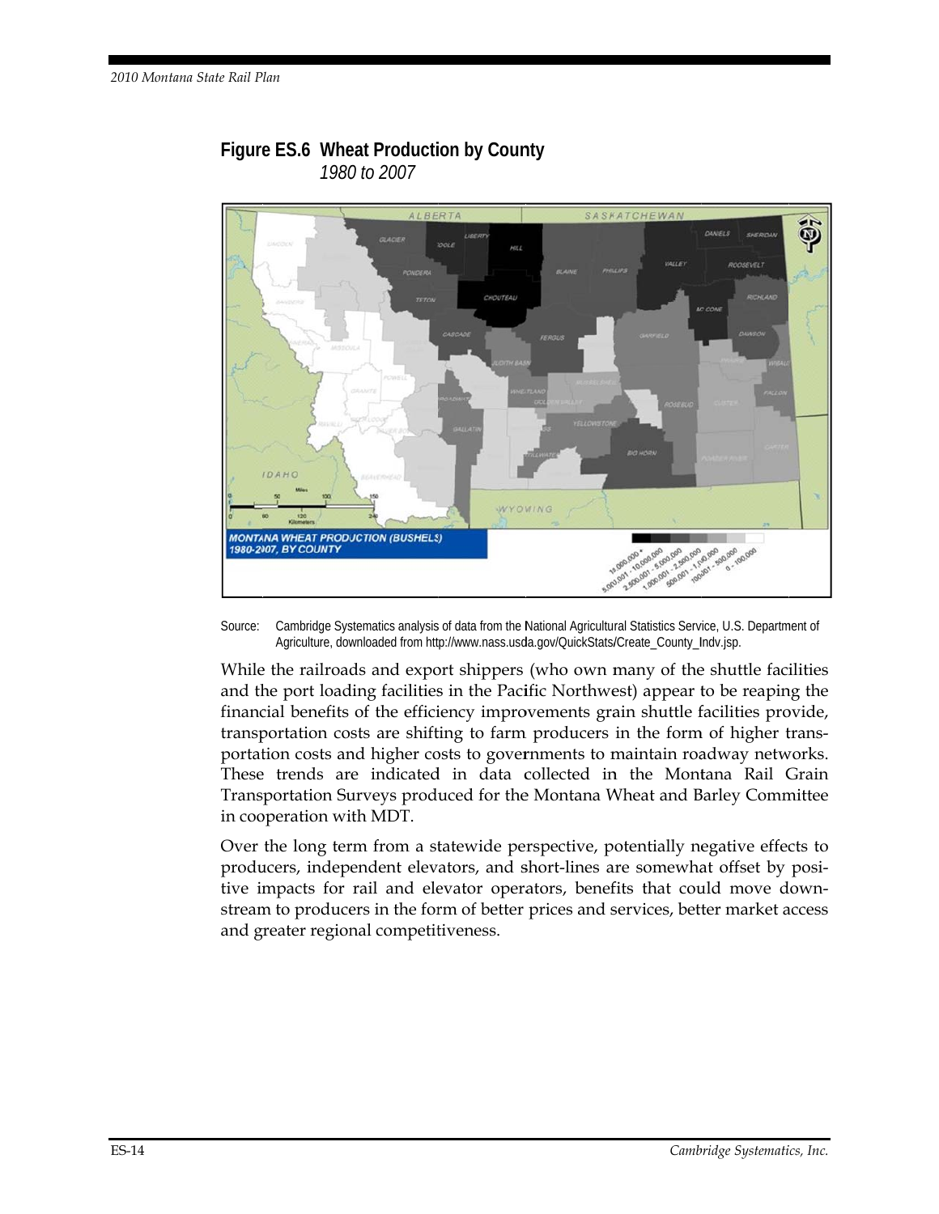**Figure ES.6 Wheat Production by County**
*1980 to 2007*

ALBERTA
SASKATCHEWAN
IDAHO
WYOMING

LINCOLN
GLACIER
TOOLE
LIBERTY
HILL
DANIELS
SHERIDAN
PONDERA
BLAINE
PHILLIPS
VALLEY
ROOSEVELT
TETON
CHOUTEAU
RICHLAND
MC CONE
CASCADE
FERGUS
GARFIELD
DAWSON
MINERAL
MISSOULA
JUDITH BASIN
PRAIRIE
WIBAUX
POWELL
MUSSELSHELL
GRANITE
WHEATLAND
GOLDEN VALLEY
FALLON
BROADWATER
ROSEBUD
CUSTER
RAVALLI
GALLATIN
YELLOWSTONE
CARTER
SILVER BOW
STILLWATER
BIG HORN
POWDER RIVER
BEAVERHEAD

Miles: 0, 50, 100, 150
Kilometers: 0, 60, 120, 240

**MONTANA WHEAT PRODUCTION (BUSHELS) 1980-2007, BY COUNTY**

10,000,000 +
5,000,001 - 10,000,000
2,500,001 - 5,000,000
1,000,001 - 2,500,000
500,001 - 1,000,000
100,001 - 500,000
0 - 100,000

Source: Cambridge Systematics analysis of data from the National Agricultural Statistics Service, U.S. Department of Agriculture, downloaded from http://www.nass.usda.gov/QuickStats/Create_County_Indv.jsp.

While the railroads and export shippers (who own many of the shuttle facilities and the port loading facilities in the Pacific Northwest) appear to be reaping the financial benefits of the efficiency improvements grain shuttle facilities provide, transportation costs are shifting to farm producers in the form of higher transportation costs and higher costs to governments to maintain roadway networks. These trends are indicated in data collected in the Montana Rail Grain Transportation Surveys produced for the Montana Wheat and Barley Committee in cooperation with MDT.

Over the long term from a statewide perspective, potentially negative effects to producers, independent elevators, and short-lines are somewhat offset by positive impacts for rail and elevator operators, benefits that could move downstream to producers in the form of better prices and services, better market access and greater regional competitiveness.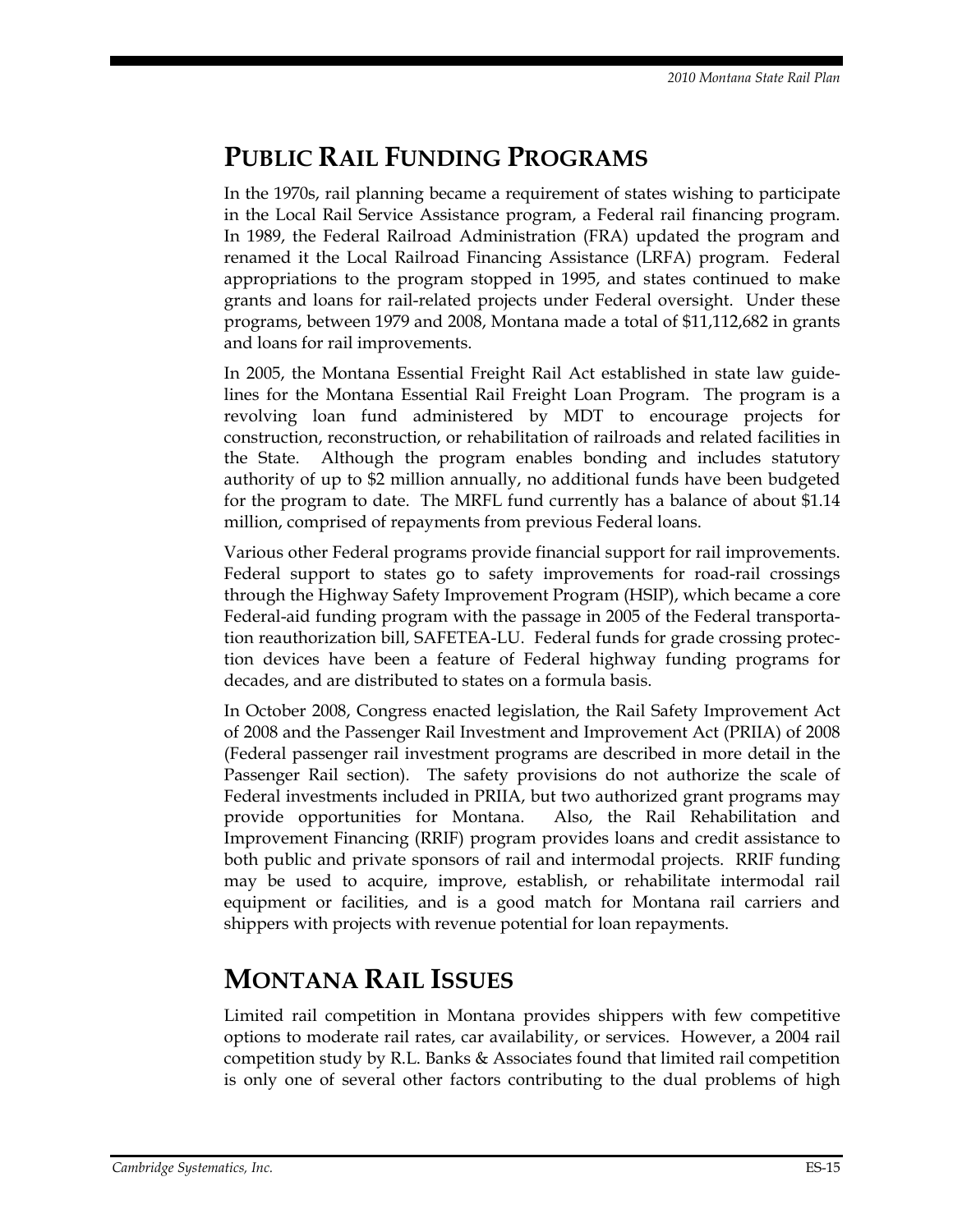## PUBLIC RAIL FUNDING PROGRAMS

In the 1970s, rail planning became a requirement of states wishing to participate in the Local Rail Service Assistance program, a Federal rail financing program. In 1989, the Federal Railroad Administration (FRA) updated the program and renamed it the Local Railroad Financing Assistance (LRFA) program. Federal appropriations to the program stopped in 1995, and states continued to make grants and loans for rail-related projects under Federal oversight. Under these programs, between 1979 and 2008, Montana made a total of $11,112,682 in grants and loans for rail improvements.

In 2005, the Montana Essential Freight Rail Act established in state law guidelines for the Montana Essential Rail Freight Loan Program. The program is a revolving loan fund administered by MDT to encourage projects for construction, reconstruction, or rehabilitation of railroads and related facilities in the State. Although the program enables bonding and includes statutory authority of up to $2 million annually, no additional funds have been budgeted for the program to date. The MRFL fund currently has a balance of about $1.14 million, comprised of repayments from previous Federal loans.

Various other Federal programs provide financial support for rail improvements. Federal support to states go to safety improvements for road-rail crossings through the Highway Safety Improvement Program (HSIP), which became a core Federal-aid funding program with the passage in 2005 of the Federal transportation reauthorization bill, SAFETEA-LU. Federal funds for grade crossing protection devices have been a feature of Federal highway funding programs for decades, and are distributed to states on a formula basis.

In October 2008, Congress enacted legislation, the Rail Safety Improvement Act of 2008 and the Passenger Rail Investment and Improvement Act (PRIIA) of 2008 (Federal passenger rail investment programs are described in more detail in the Passenger Rail section). The safety provisions do not authorize the scale of Federal investments included in PRIIA, but two authorized grant programs may provide opportunities for Montana. Also, the Rail Rehabilitation and Improvement Financing (RRIF) program provides loans and credit assistance to both public and private sponsors of rail and intermodal projects. RRIF funding may be used to acquire, improve, establish, or rehabilitate intermodal rail equipment or facilities, and is a good match for Montana rail carriers and shippers with projects with revenue potential for loan repayments.

## MONTANA RAIL ISSUES

Limited rail competition in Montana provides shippers with few competitive options to moderate rail rates, car availability, or services. However, a 2004 rail competition study by R.L. Banks & Associates found that limited rail competition is only one of several other factors contributing to the dual problems of high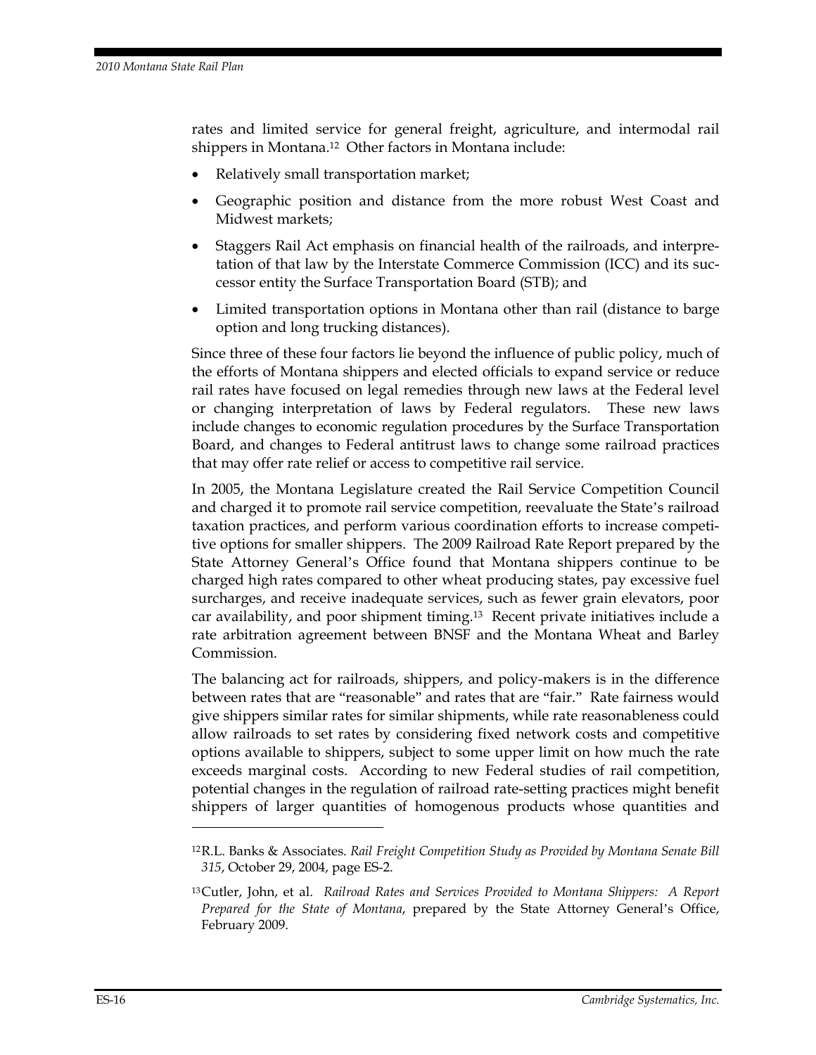rates and limited service for general freight, agriculture, and intermodal rail shippers in Montana.[12] Other factors in Montana include:

- Relatively small transportation market;
- Geographic position and distance from the more robust West Coast and Midwest markets;
- Staggers Rail Act emphasis on financial health of the railroads, and interpretation of that law by the Interstate Commerce Commission (ICC) and its successor entity the Surface Transportation Board (STB); and
- Limited transportation options in Montana other than rail (distance to barge option and long trucking distances).

Since three of these four factors lie beyond the influence of public policy, much of the efforts of Montana shippers and elected officials to expand service or reduce rail rates have focused on legal remedies through new laws at the Federal level or changing interpretation of laws by Federal regulators. These new laws include changes to economic regulation procedures by the Surface Transportation Board, and changes to Federal antitrust laws to change some railroad practices that may offer rate relief or access to competitive rail service.

In 2005, the Montana Legislature created the Rail Service Competition Council and charged it to promote rail service competition, reevaluate the State's railroad taxation practices, and perform various coordination efforts to increase competitive options for smaller shippers. The 2009 Railroad Rate Report prepared by the State Attorney General's Office found that Montana shippers continue to be charged high rates compared to other wheat producing states, pay excessive fuel surcharges, and receive inadequate services, such as fewer grain elevators, poor car availability, and poor shipment timing.[13] Recent private initiatives include a rate arbitration agreement between BNSF and the Montana Wheat and Barley Commission.

The balancing act for railroads, shippers, and policy-makers is in the difference between rates that are "reasonable" and rates that are "fair." Rate fairness would give shippers similar rates for similar shipments, while rate reasonableness could allow railroads to set rates by considering fixed network costs and competitive options available to shippers, subject to some upper limit on how much the rate exceeds marginal costs. According to new Federal studies of rail competition, potential changes in the regulation of railroad rate-setting practices might benefit shippers of larger quantities of homogenous products whose quantities and

---

[12] R.L. Banks & Associates. *Rail Freight Competition Study as Provided by Montana Senate Bill 315*, October 29, 2004, page ES-2.

[13] Cutler, John, et al. *Railroad Rates and Services Provided to Montana Shippers: A Report Prepared for the State of Montana*, prepared by the State Attorney General's Office, February 2009.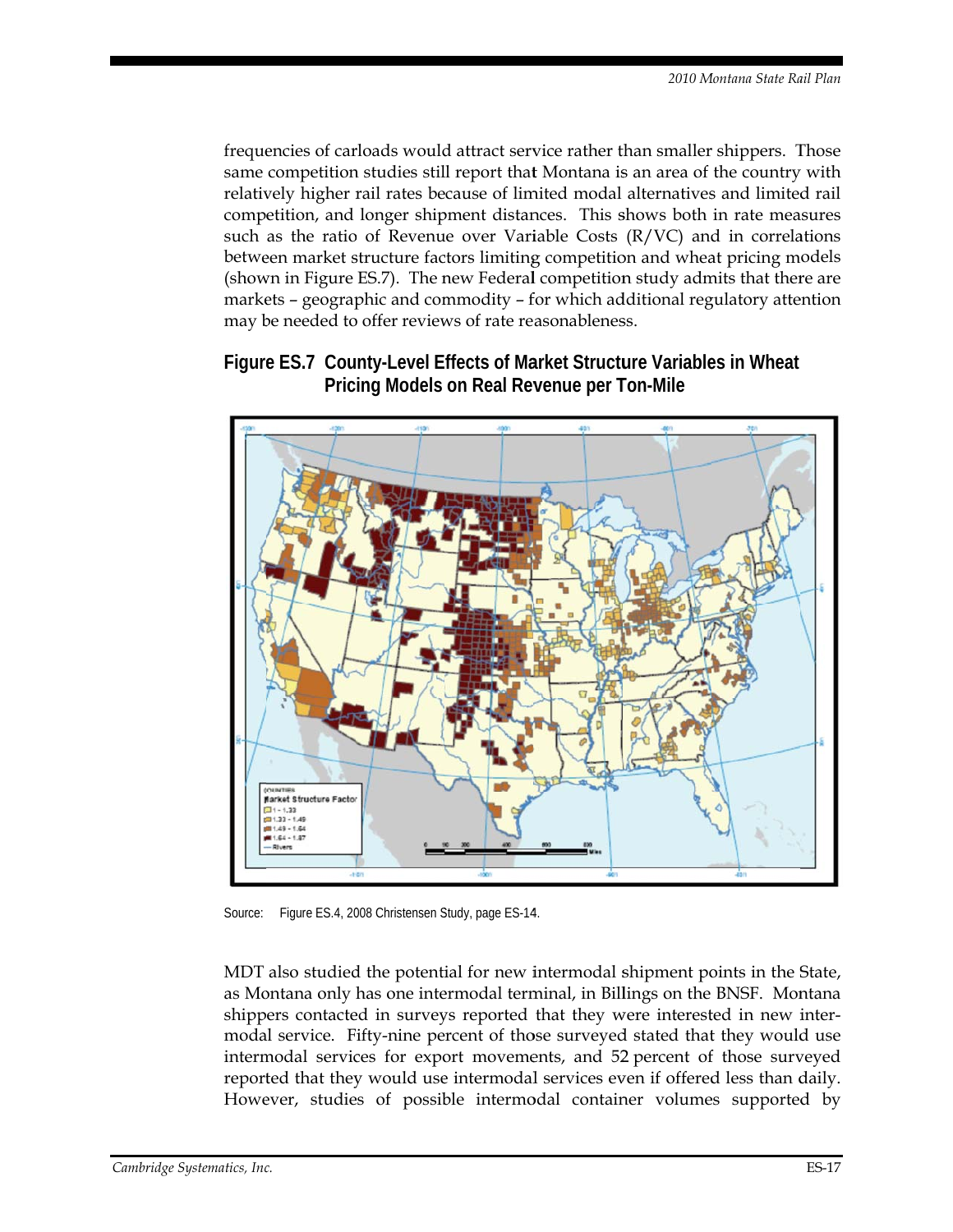frequencies of carloads would attract service rather than smaller shippers. Those same competition studies still report that Montana is an area of the country with relatively higher rail rates because of limited modal alternatives and limited rail competition, and longer shipment distances. This shows both in rate measures such as the ratio of Revenue over Variable Costs (R/VC) and in correlations between market structure factors limiting competition and wheat pricing models (shown in Figure ES.7). The new Federal competition study admits that there are markets – geographic and commodity – for which additional regulatory attention may be needed to offer reviews of rate reasonableness.

**Figure ES.7 County-Level Effects of Market Structure Variables in Wheat Pricing Models on Real Revenue per Ton-Mile**

COUNTIES
Market Structure Factor
1 - 1.33
1.33 - 1.49
1.49 - 1.64
1.64 - 1.87
Rivers

Source: Figure ES.4, 2008 Christensen Study, page ES-14.

MDT also studied the potential for new intermodal shipment points in the State, as Montana only has one intermodal terminal, in Billings on the BNSF. Montana shippers contacted in surveys reported that they were interested in new intermodal service. Fifty-nine percent of those surveyed stated that they would use intermodal services for export movements, and 52 percent of those surveyed reported that they would use intermodal services even if offered less than daily. However, studies of possible intermodal container volumes supported by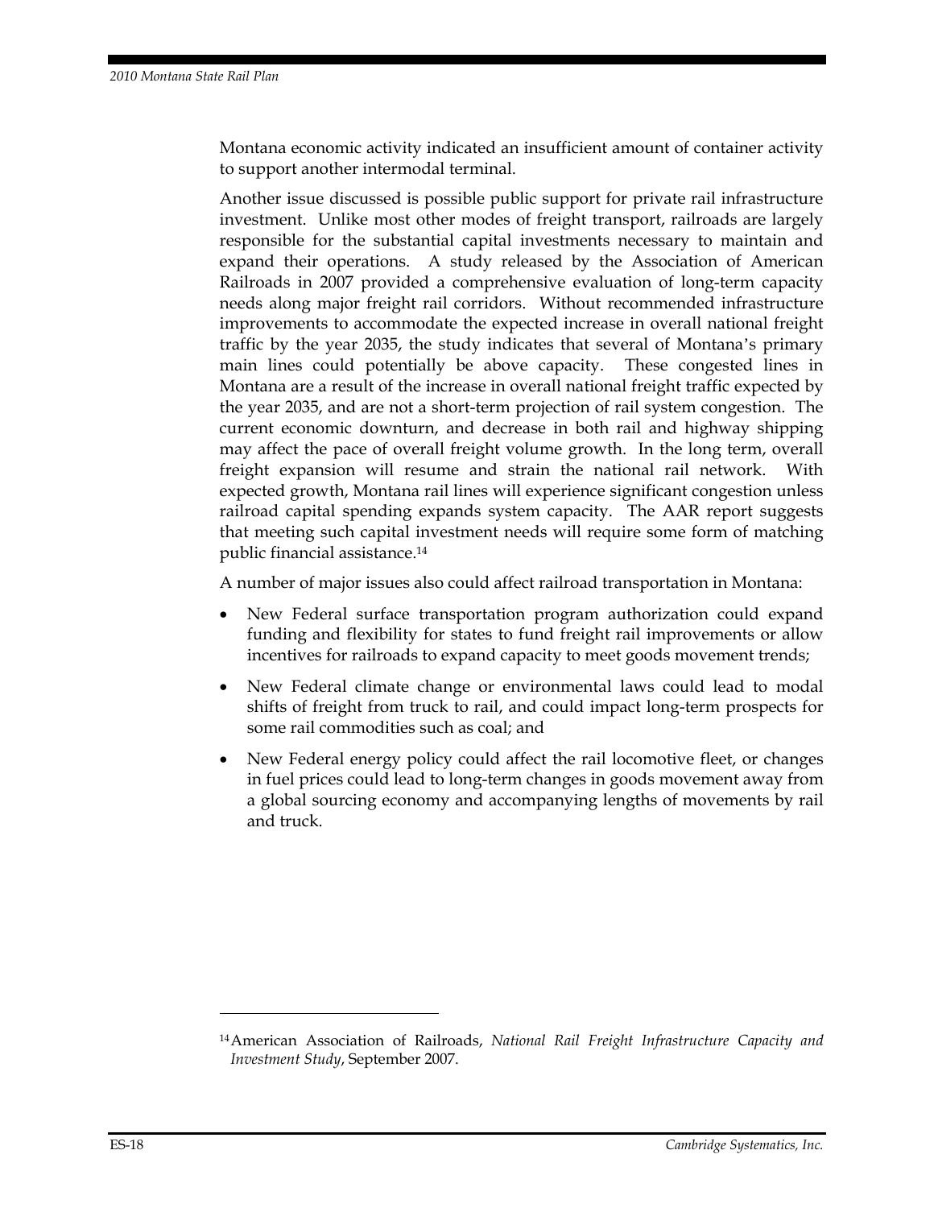Montana economic activity indicated an insufficient amount of container activity to support another intermodal terminal.

Another issue discussed is possible public support for private rail infrastructure investment. Unlike most other modes of freight transport, railroads are largely responsible for the substantial capital investments necessary to maintain and expand their operations. A study released by the Association of American Railroads in 2007 provided a comprehensive evaluation of long-term capacity needs along major freight rail corridors. Without recommended infrastructure improvements to accommodate the expected increase in overall national freight traffic by the year 2035, the study indicates that several of Montana's primary main lines could potentially be above capacity. These congested lines in Montana are a result of the increase in overall national freight traffic expected by the year 2035, and are not a short-term projection of rail system congestion. The current economic downturn, and decrease in both rail and highway shipping may affect the pace of overall freight volume growth. In the long term, overall freight expansion will resume and strain the national rail network. With expected growth, Montana rail lines will experience significant congestion unless railroad capital spending expands system capacity. The AAR report suggests that meeting such capital investment needs will require some form of matching public financial assistance.[14]

A number of major issues also could affect railroad transportation in Montana:

- New Federal surface transportation program authorization could expand funding and flexibility for states to fund freight rail improvements or allow incentives for railroads to expand capacity to meet goods movement trends;
- New Federal climate change or environmental laws could lead to modal shifts of freight from truck to rail, and could impact long-term prospects for some rail commodities such as coal; and
- New Federal energy policy could affect the rail locomotive fleet, or changes in fuel prices could lead to long-term changes in goods movement away from a global sourcing economy and accompanying lengths of movements by rail and truck.

---

[14] American Association of Railroads, *National Rail Freight Infrastructure Capacity and Investment Study*, September 2007.